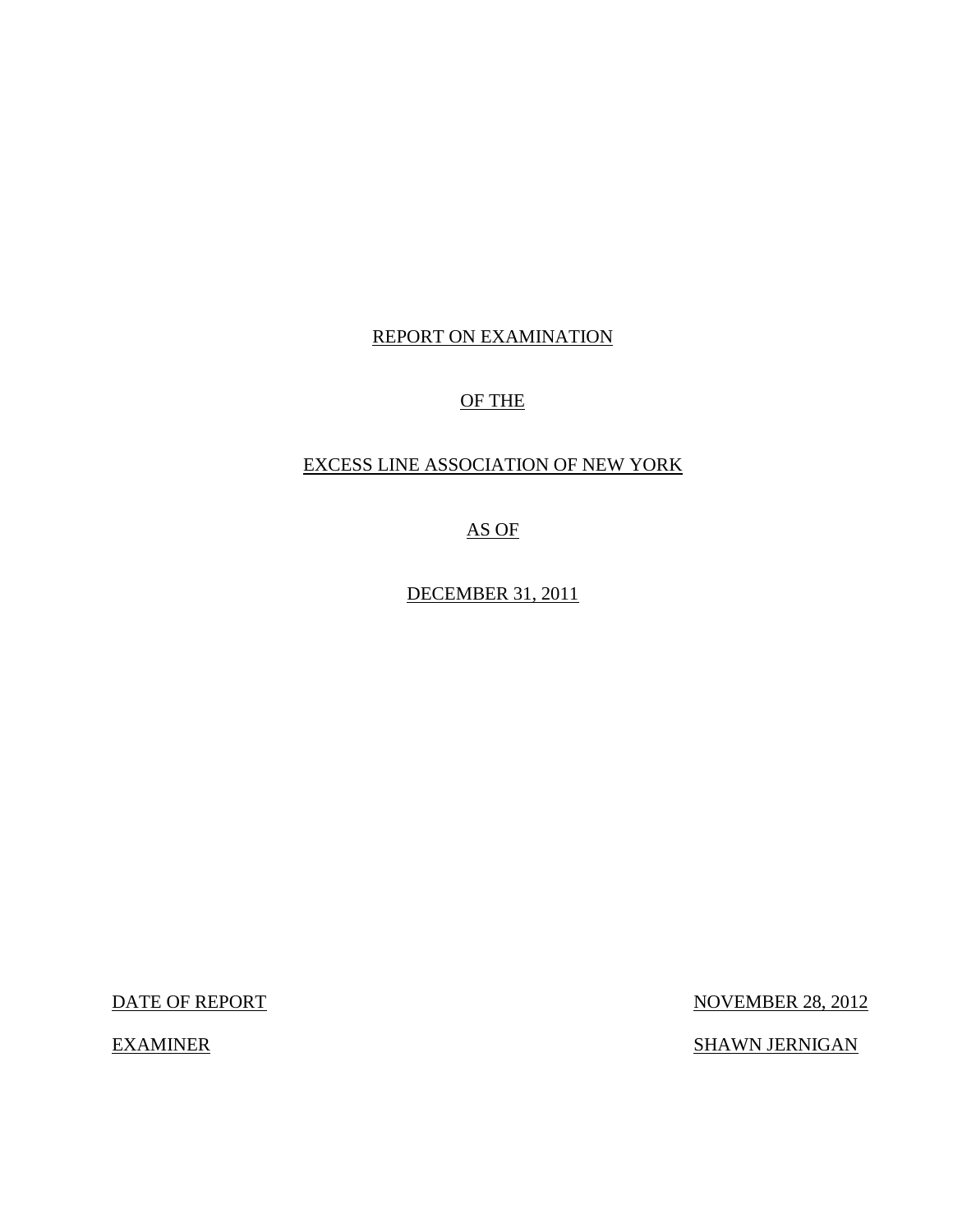REPORT ON EXAMINATION

OF THE

EXCESS LINE ASSOCIATION OF NEW YORK

AS OF

DECEMBER 31, 2011

DATE OF REPORT NOVEMBER 28, 2012

EXAMINER SHAWN JERNIGAN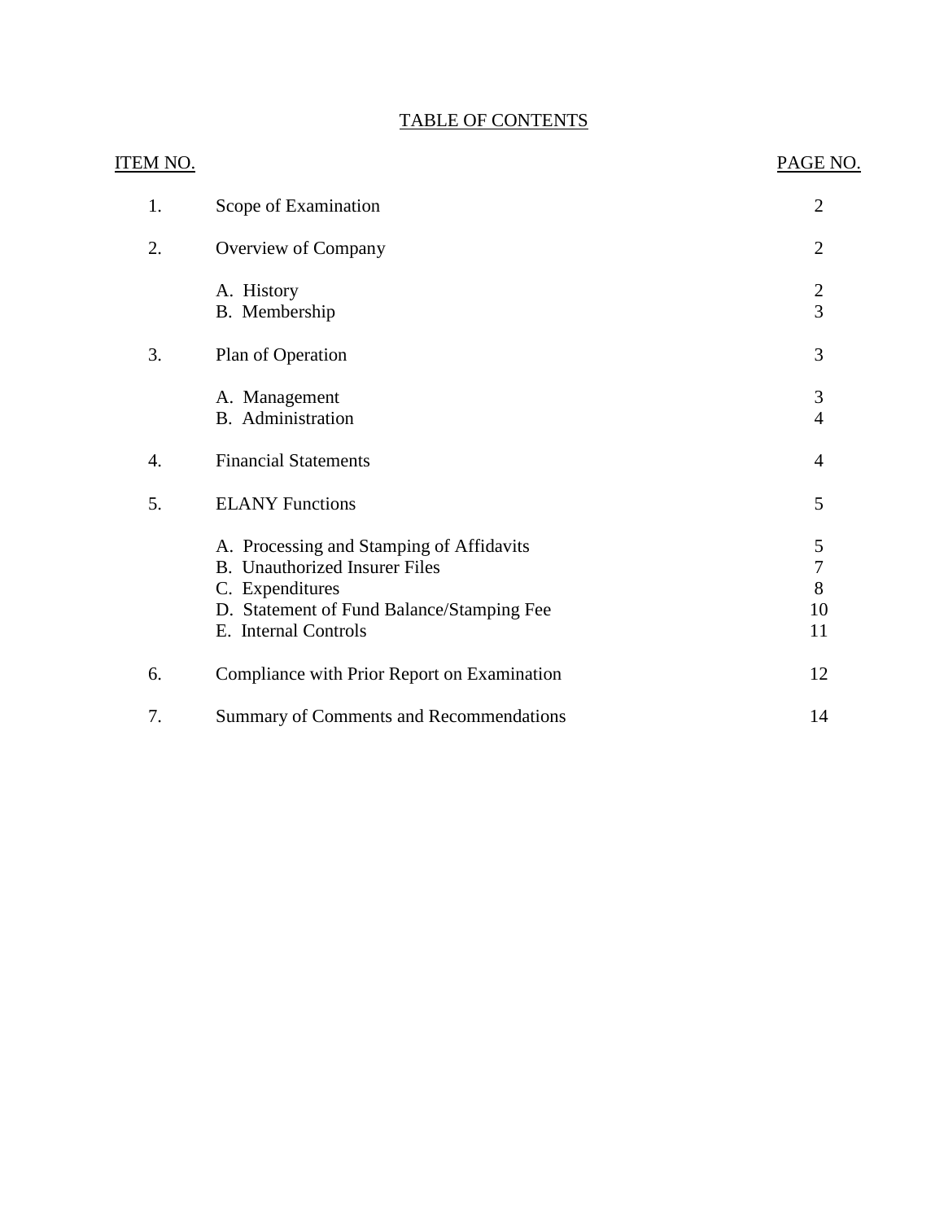# TABLE OF CONTENTS

| ITEM NO. | | PAGE NO. |
|---|---|---|
| 1. | Scope of Examination | 2 |
| 2. | Overview of Company | 2 |
| | A. History | 2 |
| | B. Membership | 3 |
| 3. | Plan of Operation | 3 |
| | A. Management | 3 |
| | B. Administration | 4 |
| 4. | Financial Statements | 4 |
| 5. | ELANY Functions | 5 |
| | A. Processing and Stamping of Affidavits | 5 |
| | B. Unauthorized Insurer Files | 7 |
| | C. Expenditures | 8 |
| | D. Statement of Fund Balance/Stamping Fee | 10 |
| | E. Internal Controls | 11 |
| 6. | Compliance with Prior Report on Examination | 12 |
| 7. | Summary of Comments and Recommendations | 14 |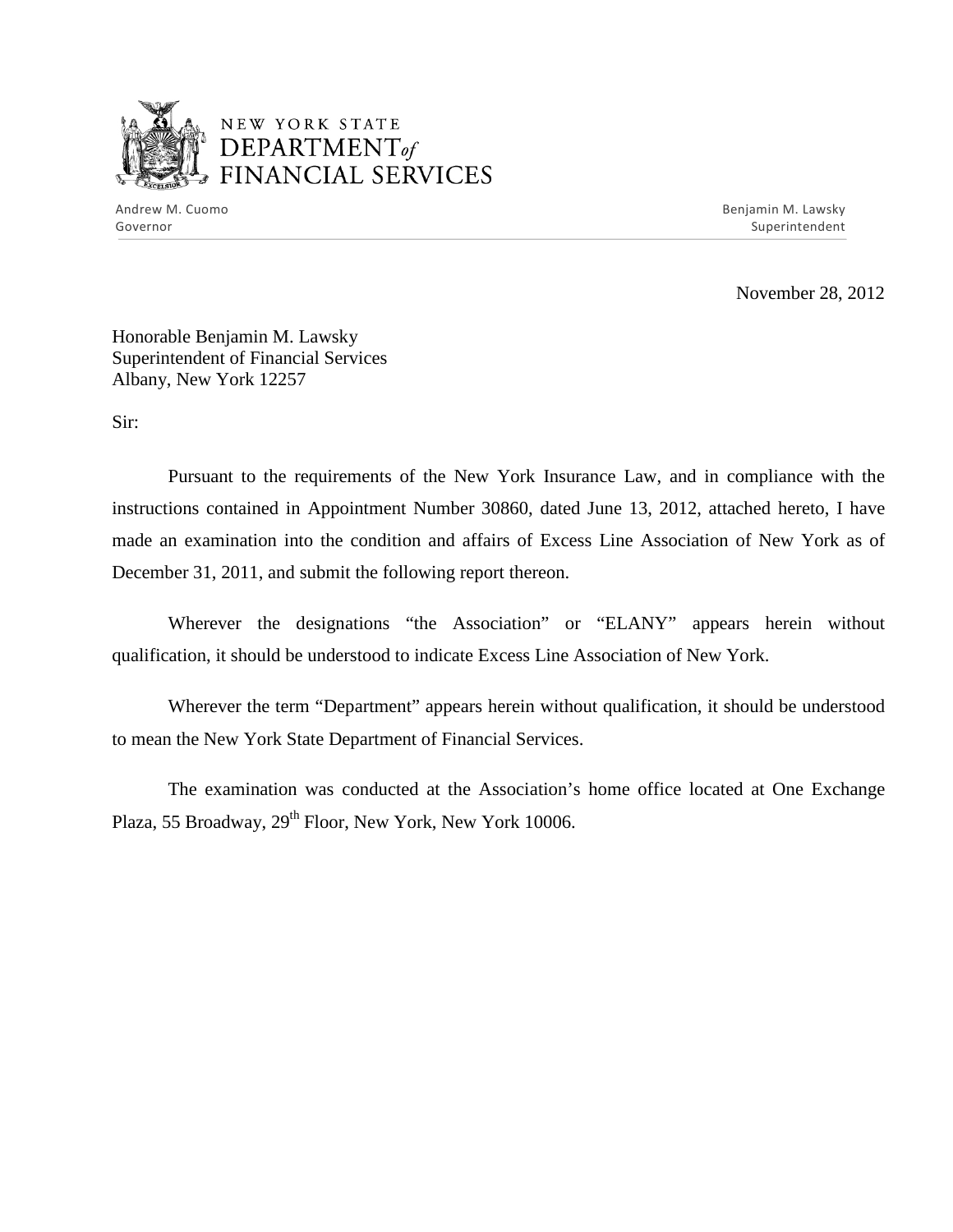NEW YORK STATE
DEPARTMENT of
FINANCIAL SERVICES

Andrew M. Cuomo
Governor

Benjamin M. Lawsky
Superintendent

November 28, 2012

Honorable Benjamin M. Lawsky
Superintendent of Financial Services
Albany, New York 12257

Sir:

Pursuant to the requirements of the New York Insurance Law, and in compliance with the instructions contained in Appointment Number 30860, dated June 13, 2012, attached hereto, I have made an examination into the condition and affairs of Excess Line Association of New York as of December 31, 2011, and submit the following report thereon.

Wherever the designations "the Association" or "ELANY" appears herein without qualification, it should be understood to indicate Excess Line Association of New York.

Wherever the term "Department" appears herein without qualification, it should be understood to mean the New York State Department of Financial Services.

The examination was conducted at the Association's home office located at One Exchange Plaza, 55 Broadway, 29th Floor, New York, New York 10006.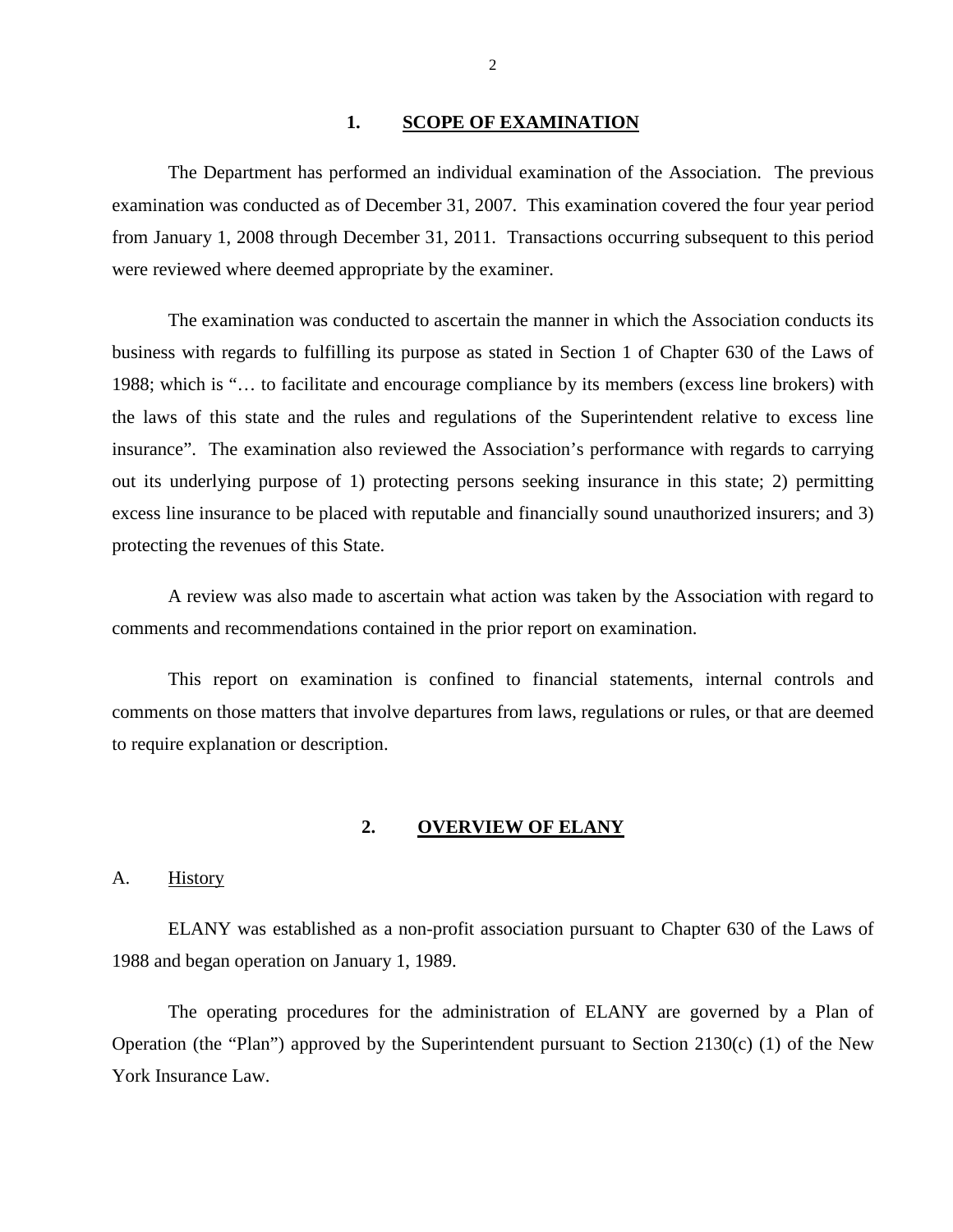## 1. SCOPE OF EXAMINATION

The Department has performed an individual examination of the Association. The previous examination was conducted as of December 31, 2007. This examination covered the four year period from January 1, 2008 through December 31, 2011. Transactions occurring subsequent to this period were reviewed where deemed appropriate by the examiner.

The examination was conducted to ascertain the manner in which the Association conducts its business with regards to fulfilling its purpose as stated in Section 1 of Chapter 630 of the Laws of 1988; which is "… to facilitate and encourage compliance by its members (excess line brokers) with the laws of this state and the rules and regulations of the Superintendent relative to excess line insurance". The examination also reviewed the Association's performance with regards to carrying out its underlying purpose of 1) protecting persons seeking insurance in this state; 2) permitting excess line insurance to be placed with reputable and financially sound unauthorized insurers; and 3) protecting the revenues of this State.

A review was also made to ascertain what action was taken by the Association with regard to comments and recommendations contained in the prior report on examination.

This report on examination is confined to financial statements, internal controls and comments on those matters that involve departures from laws, regulations or rules, or that are deemed to require explanation or description.

## 2. OVERVIEW OF ELANY

### A. History

ELANY was established as a non-profit association pursuant to Chapter 630 of the Laws of 1988 and began operation on January 1, 1989.

The operating procedures for the administration of ELANY are governed by a Plan of Operation (the "Plan") approved by the Superintendent pursuant to Section 2130(c) (1) of the New York Insurance Law.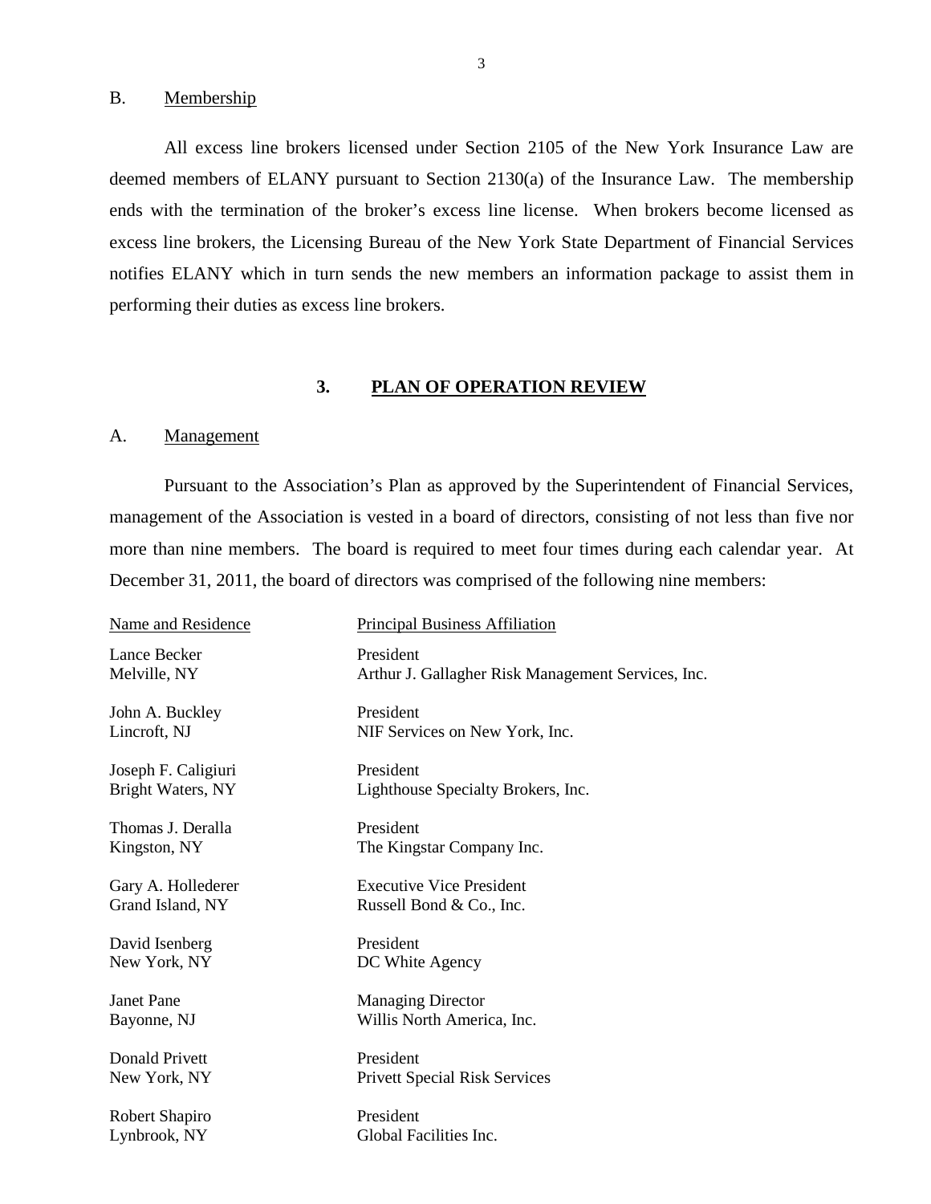B. Membership

All excess line brokers licensed under Section 2105 of the New York Insurance Law are deemed members of ELANY pursuant to Section 2130(a) of the Insurance Law. The membership ends with the termination of the broker's excess line license. When brokers become licensed as excess line brokers, the Licensing Bureau of the New York State Department of Financial Services notifies ELANY which in turn sends the new members an information package to assist them in performing their duties as excess line brokers.

## 3. PLAN OF OPERATION REVIEW

A. Management

Pursuant to the Association's Plan as approved by the Superintendent of Financial Services, management of the Association is vested in a board of directors, consisting of not less than five nor more than nine members. The board is required to meet four times during each calendar year. At December 31, 2011, the board of directors was comprised of the following nine members:

| Name and Residence | Principal Business Affiliation |
|---|---|
| Lance Becker<br>Melville, NY | President<br>Arthur J. Gallagher Risk Management Services, Inc. |
| John A. Buckley<br>Lincroft, NJ | President<br>NIF Services on New York, Inc. |
| Joseph F. Caligiuri<br>Bright Waters, NY | President<br>Lighthouse Specialty Brokers, Inc. |
| Thomas J. Deralla<br>Kingston, NY | President<br>The Kingstar Company Inc. |
| Gary A. Hollederer<br>Grand Island, NY | Executive Vice President<br>Russell Bond & Co., Inc. |
| David Isenberg<br>New York, NY | President<br>DC White Agency |
| Janet Pane<br>Bayonne, NJ | Managing Director<br>Willis North America, Inc. |
| Donald Privett<br>New York, NY | President<br>Privett Special Risk Services |
| Robert Shapiro<br>Lynbrook, NY | President<br>Global Facilities Inc. |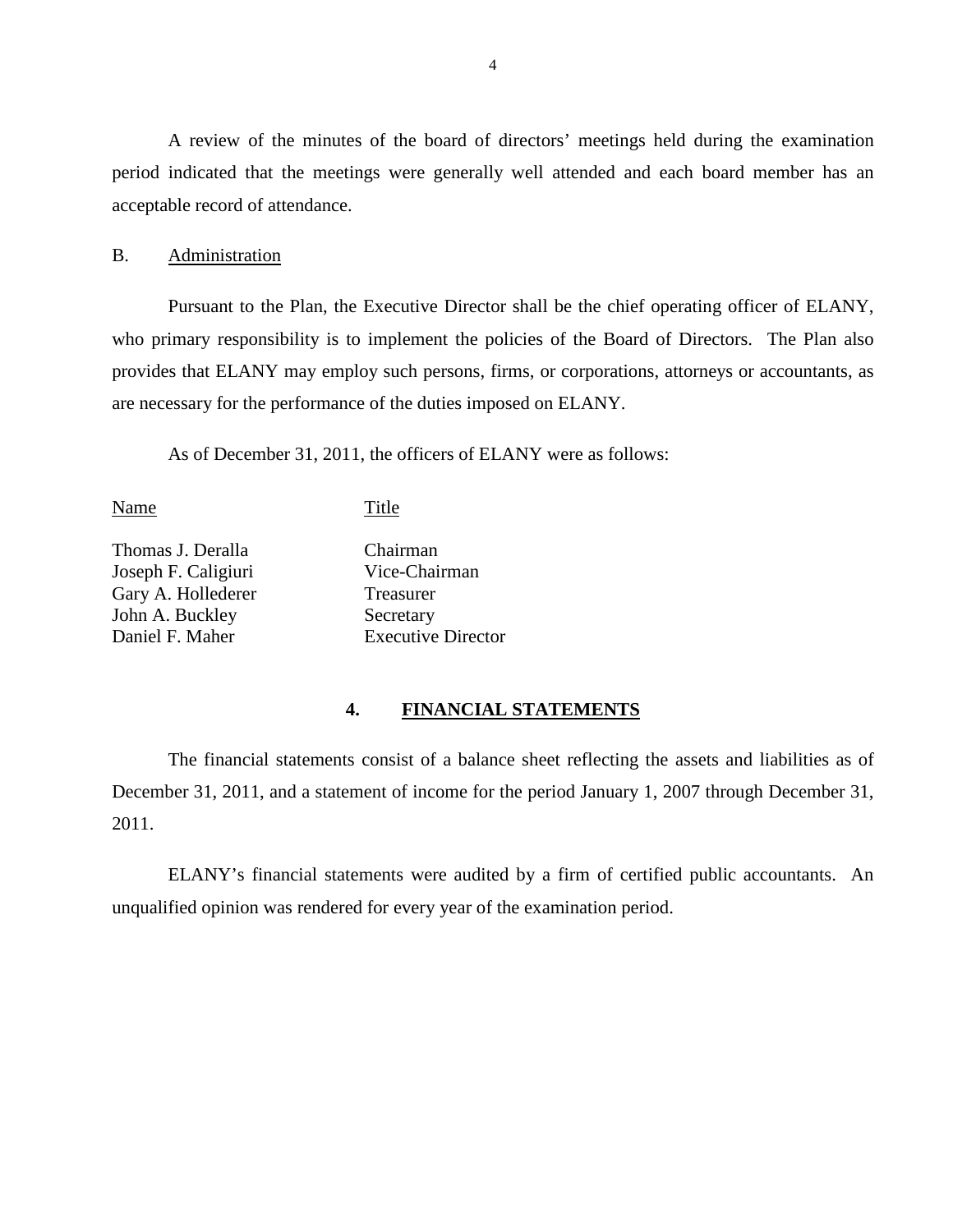A review of the minutes of the board of directors' meetings held during the examination period indicated that the meetings were generally well attended and each board member has an acceptable record of attendance.

B. Administration

Pursuant to the Plan, the Executive Director shall be the chief operating officer of ELANY, who primary responsibility is to implement the policies of the Board of Directors. The Plan also provides that ELANY may employ such persons, firms, or corporations, attorneys or accountants, as are necessary for the performance of the duties imposed on ELANY.

As of December 31, 2011, the officers of ELANY were as follows:

| Name | Title |
|---|---|
| Thomas J. Deralla | Chairman |
| Joseph F. Caligiuri | Vice-Chairman |
| Gary A. Hollederer | Treasurer |
| John A. Buckley | Secretary |
| Daniel F. Maher | Executive Director |

## 4. FINANCIAL STATEMENTS

The financial statements consist of a balance sheet reflecting the assets and liabilities as of December 31, 2011, and a statement of income for the period January 1, 2007 through December 31, 2011.

ELANY's financial statements were audited by a firm of certified public accountants. An unqualified opinion was rendered for every year of the examination period.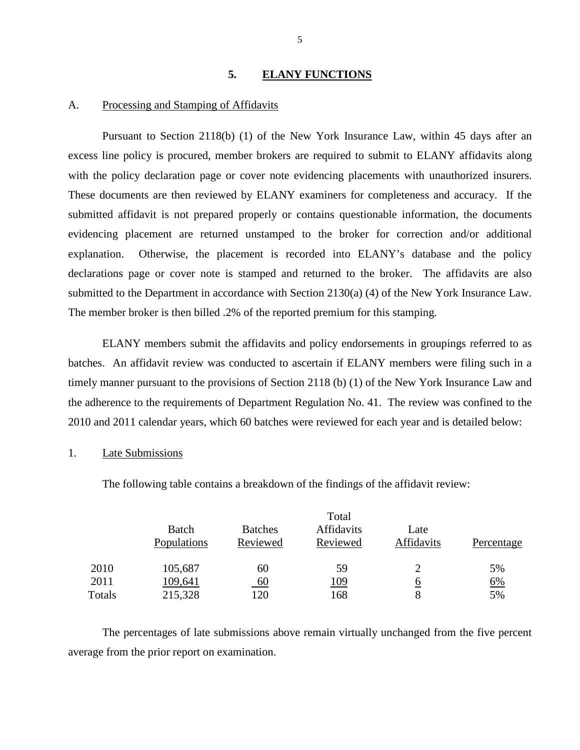## 5. ELANY FUNCTIONS

### A. Processing and Stamping of Affidavits

Pursuant to Section 2118(b) (1) of the New York Insurance Law, within 45 days after an excess line policy is procured, member brokers are required to submit to ELANY affidavits along with the policy declaration page or cover note evidencing placements with unauthorized insurers. These documents are then reviewed by ELANY examiners for completeness and accuracy. If the submitted affidavit is not prepared properly or contains questionable information, the documents evidencing placement are returned unstamped to the broker for correction and/or additional explanation. Otherwise, the placement is recorded into ELANY's database and the policy declarations page or cover note is stamped and returned to the broker. The affidavits are also submitted to the Department in accordance with Section 2130(a) (4) of the New York Insurance Law. The member broker is then billed .2% of the reported premium for this stamping.

ELANY members submit the affidavits and policy endorsements in groupings referred to as batches. An affidavit review was conducted to ascertain if ELANY members were filing such in a timely manner pursuant to the provisions of Section 2118 (b) (1) of the New York Insurance Law and the adherence to the requirements of Department Regulation No. 41. The review was confined to the 2010 and 2011 calendar years, which 60 batches were reviewed for each year and is detailed below:

#### 1. Late Submissions

The following table contains a breakdown of the findings of the affidavit review:

| | Batch Populations | Batches Reviewed | Total Affidavits Reviewed | Late Affidavits | Percentage |
|---|---|---|---|---|---|
| 2010 | 105,687 | 60 | 59 | 2 | 5% |
| 2011 | 109,641 | 60 | 109 | 6 | 6% |
| Totals | 215,328 | 120 | 168 | 8 | 5% |

The percentages of late submissions above remain virtually unchanged from the five percent average from the prior report on examination.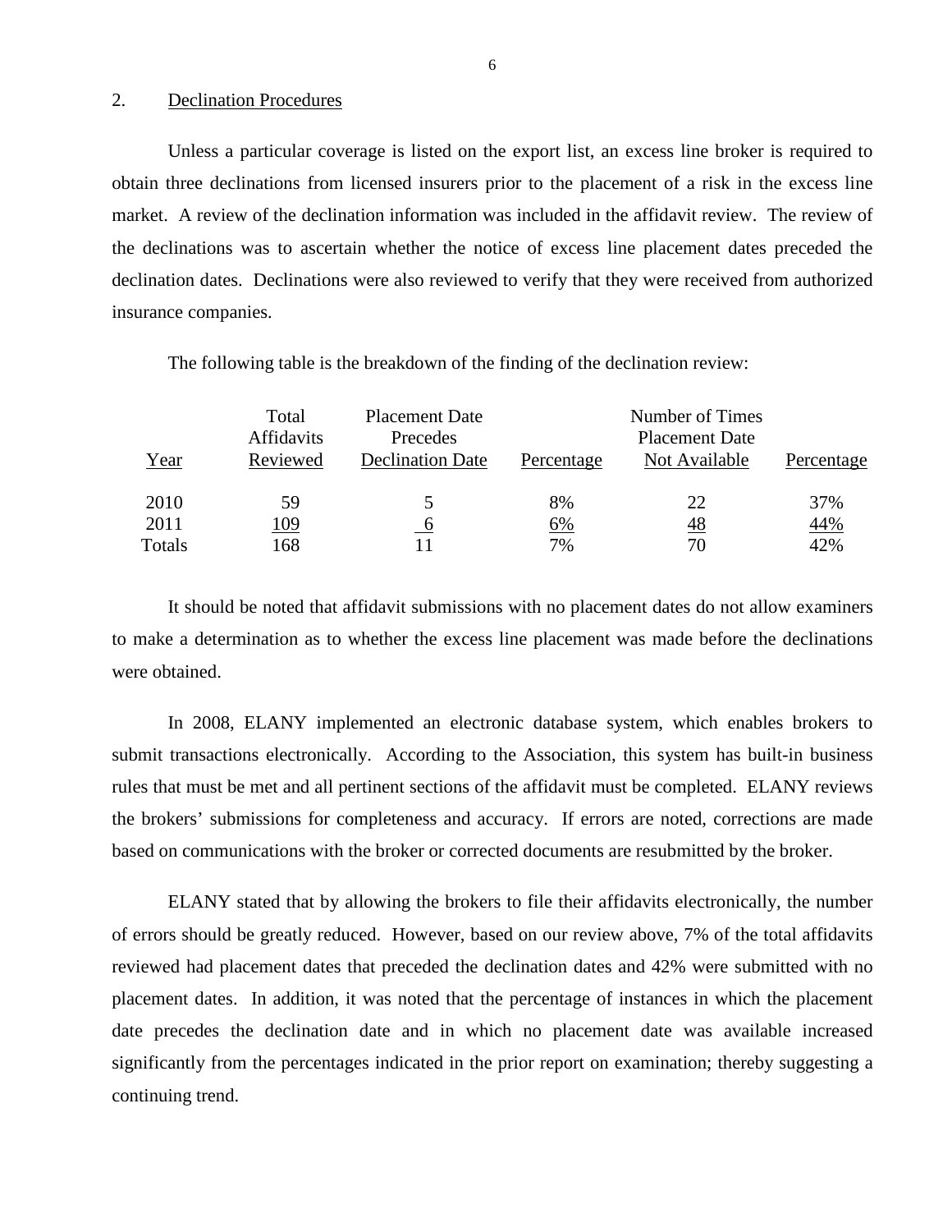## 2. Declination Procedures

Unless a particular coverage is listed on the export list, an excess line broker is required to obtain three declinations from licensed insurers prior to the placement of a risk in the excess line market. A review of the declination information was included in the affidavit review. The review of the declinations was to ascertain whether the notice of excess line placement dates preceded the declination dates. Declinations were also reviewed to verify that they were received from authorized insurance companies.

The following table is the breakdown of the finding of the declination review:

| Year | Total Affidavits Reviewed | Placement Date Precedes Declination Date | Percentage | Number of Times Placement Date Not Available | Percentage |
|---|---|---|---|---|---|
| 2010 | 59 | 5 | 8% | 22 | 37% |
| 2011 | 109 | 6 | 6% | 48 | 44% |
| Totals | 168 | 11 | 7% | 70 | 42% |

It should be noted that affidavit submissions with no placement dates do not allow examiners to make a determination as to whether the excess line placement was made before the declinations were obtained.

In 2008, ELANY implemented an electronic database system, which enables brokers to submit transactions electronically. According to the Association, this system has built-in business rules that must be met and all pertinent sections of the affidavit must be completed. ELANY reviews the brokers' submissions for completeness and accuracy. If errors are noted, corrections are made based on communications with the broker or corrected documents are resubmitted by the broker.

ELANY stated that by allowing the brokers to file their affidavits electronically, the number of errors should be greatly reduced. However, based on our review above, 7% of the total affidavits reviewed had placement dates that preceded the declination dates and 42% were submitted with no placement dates. In addition, it was noted that the percentage of instances in which the placement date precedes the declination date and in which no placement date was available increased significantly from the percentages indicated in the prior report on examination; thereby suggesting a continuing trend.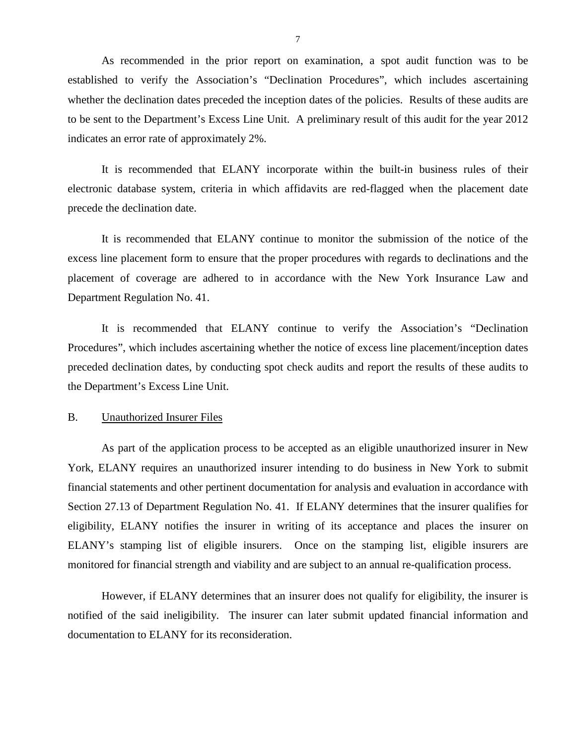As recommended in the prior report on examination, a spot audit function was to be established to verify the Association's "Declination Procedures", which includes ascertaining whether the declination dates preceded the inception dates of the policies. Results of these audits are to be sent to the Department's Excess Line Unit. A preliminary result of this audit for the year 2012 indicates an error rate of approximately 2%.

It is recommended that ELANY incorporate within the built-in business rules of their electronic database system, criteria in which affidavits are red-flagged when the placement date precede the declination date.

It is recommended that ELANY continue to monitor the submission of the notice of the excess line placement form to ensure that the proper procedures with regards to declinations and the placement of coverage are adhered to in accordance with the New York Insurance Law and Department Regulation No. 41.

It is recommended that ELANY continue to verify the Association's "Declination Procedures", which includes ascertaining whether the notice of excess line placement/inception dates preceded declination dates, by conducting spot check audits and report the results of these audits to the Department's Excess Line Unit.

## B. Unauthorized Insurer Files

As part of the application process to be accepted as an eligible unauthorized insurer in New York, ELANY requires an unauthorized insurer intending to do business in New York to submit financial statements and other pertinent documentation for analysis and evaluation in accordance with Section 27.13 of Department Regulation No. 41. If ELANY determines that the insurer qualifies for eligibility, ELANY notifies the insurer in writing of its acceptance and places the insurer on ELANY's stamping list of eligible insurers. Once on the stamping list, eligible insurers are monitored for financial strength and viability and are subject to an annual re-qualification process.

However, if ELANY determines that an insurer does not qualify for eligibility, the insurer is notified of the said ineligibility. The insurer can later submit updated financial information and documentation to ELANY for its reconsideration.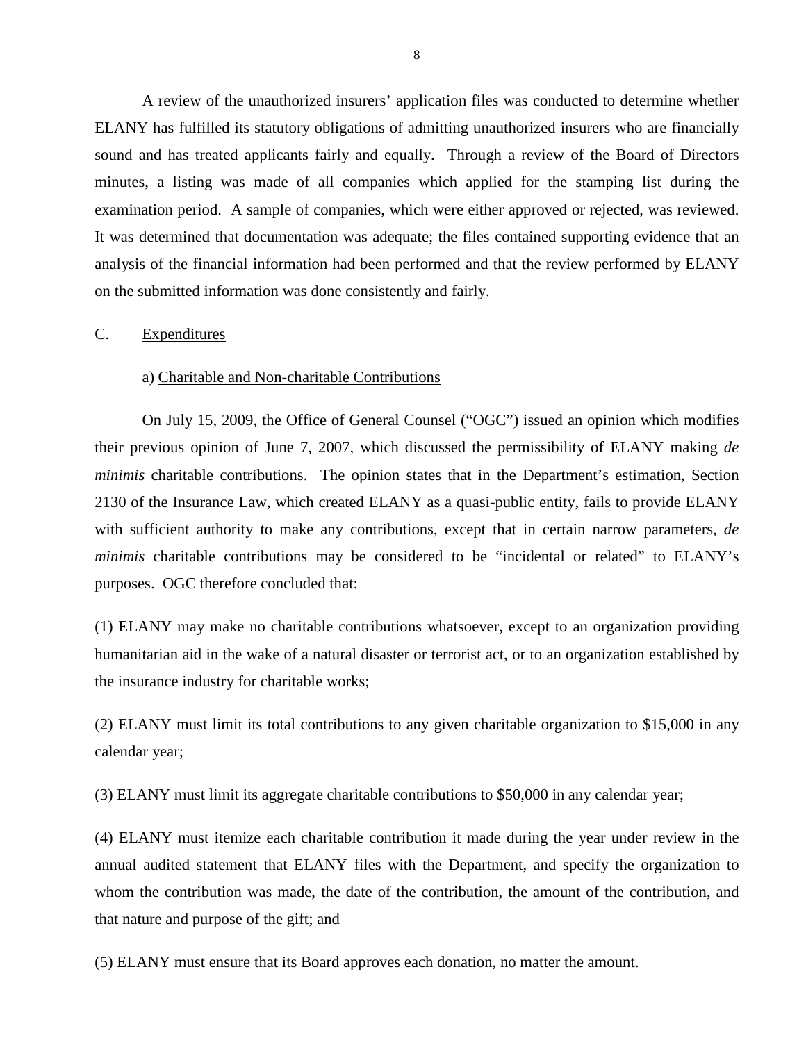A review of the unauthorized insurers' application files was conducted to determine whether ELANY has fulfilled its statutory obligations of admitting unauthorized insurers who are financially sound and has treated applicants fairly and equally. Through a review of the Board of Directors minutes, a listing was made of all companies which applied for the stamping list during the examination period. A sample of companies, which were either approved or rejected, was reviewed. It was determined that documentation was adequate; the files contained supporting evidence that an analysis of the financial information had been performed and that the review performed by ELANY on the submitted information was done consistently and fairly.

## C. Expenditures

### a) Charitable and Non-charitable Contributions

On July 15, 2009, the Office of General Counsel ("OGC") issued an opinion which modifies their previous opinion of June 7, 2007, which discussed the permissibility of ELANY making *de minimis* charitable contributions. The opinion states that in the Department's estimation, Section 2130 of the Insurance Law, which created ELANY as a quasi-public entity, fails to provide ELANY with sufficient authority to make any contributions, except that in certain narrow parameters, *de minimis* charitable contributions may be considered to be "incidental or related" to ELANY's purposes. OGC therefore concluded that:

(1) ELANY may make no charitable contributions whatsoever, except to an organization providing humanitarian aid in the wake of a natural disaster or terrorist act, or to an organization established by the insurance industry for charitable works;

(2) ELANY must limit its total contributions to any given charitable organization to $15,000 in any calendar year;

(3) ELANY must limit its aggregate charitable contributions to $50,000 in any calendar year;

(4) ELANY must itemize each charitable contribution it made during the year under review in the annual audited statement that ELANY files with the Department, and specify the organization to whom the contribution was made, the date of the contribution, the amount of the contribution, and that nature and purpose of the gift; and

(5) ELANY must ensure that its Board approves each donation, no matter the amount.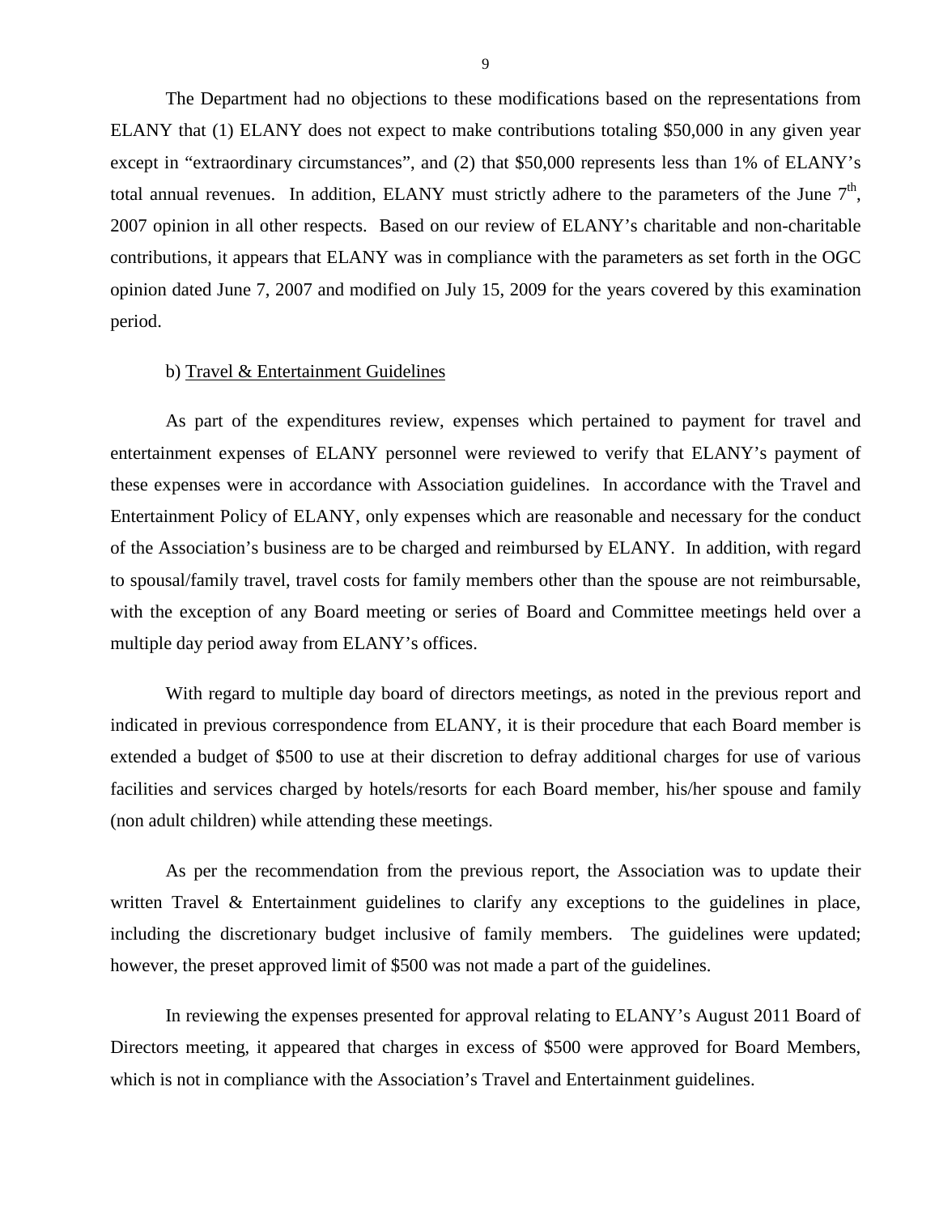The Department had no objections to these modifications based on the representations from ELANY that (1) ELANY does not expect to make contributions totaling $50,000 in any given year except in "extraordinary circumstances", and (2) that $50,000 represents less than 1% of ELANY's total annual revenues. In addition, ELANY must strictly adhere to the parameters of the June 7th, 2007 opinion in all other respects. Based on our review of ELANY's charitable and non-charitable contributions, it appears that ELANY was in compliance with the parameters as set forth in the OGC opinion dated June 7, 2007 and modified on July 15, 2009 for the years covered by this examination period.

b) Travel & Entertainment Guidelines

As part of the expenditures review, expenses which pertained to payment for travel and entertainment expenses of ELANY personnel were reviewed to verify that ELANY's payment of these expenses were in accordance with Association guidelines. In accordance with the Travel and Entertainment Policy of ELANY, only expenses which are reasonable and necessary for the conduct of the Association's business are to be charged and reimbursed by ELANY. In addition, with regard to spousal/family travel, travel costs for family members other than the spouse are not reimbursable, with the exception of any Board meeting or series of Board and Committee meetings held over a multiple day period away from ELANY's offices.

With regard to multiple day board of directors meetings, as noted in the previous report and indicated in previous correspondence from ELANY, it is their procedure that each Board member is extended a budget of $500 to use at their discretion to defray additional charges for use of various facilities and services charged by hotels/resorts for each Board member, his/her spouse and family (non adult children) while attending these meetings.

As per the recommendation from the previous report, the Association was to update their written Travel & Entertainment guidelines to clarify any exceptions to the guidelines in place, including the discretionary budget inclusive of family members. The guidelines were updated; however, the preset approved limit of $500 was not made a part of the guidelines.

In reviewing the expenses presented for approval relating to ELANY's August 2011 Board of Directors meeting, it appeared that charges in excess of $500 were approved for Board Members, which is not in compliance with the Association's Travel and Entertainment guidelines.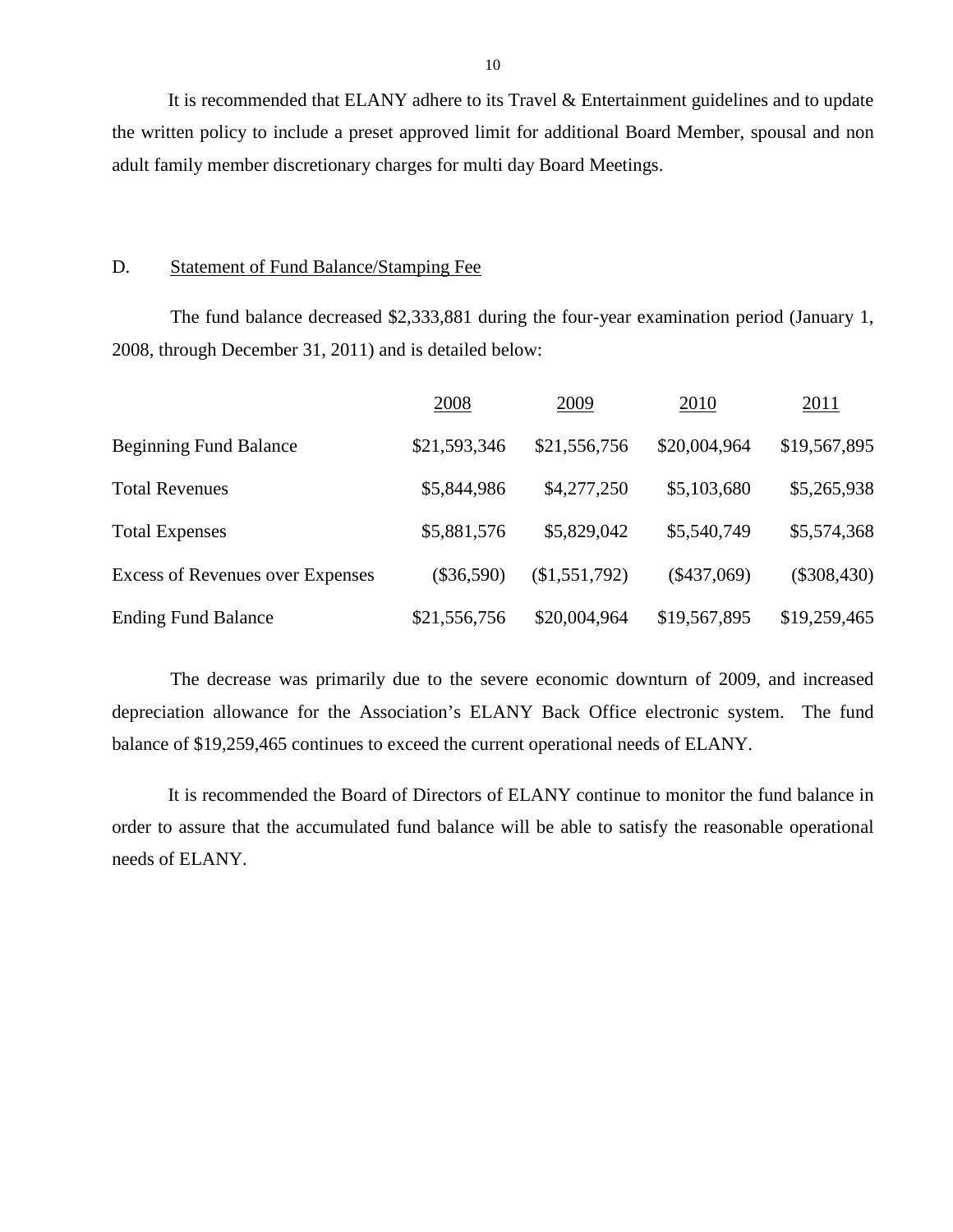It is recommended that ELANY adhere to its Travel & Entertainment guidelines and to update the written policy to include a preset approved limit for additional Board Member, spousal and non adult family member discretionary charges for multi day Board Meetings.

## D. Statement of Fund Balance/Stamping Fee

The fund balance decreased $2,333,881 during the four-year examination period (January 1, 2008, through December 31, 2011) and is detailed below:

| | 2008 | 2009 | 2010 | 2011 |
|---|---|---|---|---|
| Beginning Fund Balance | $21,593,346 | $21,556,756 | $20,004,964 | $19,567,895 |
| Total Revenues | $5,844,986 | $4,277,250 | $5,103,680 | $5,265,938 |
| Total Expenses | $5,881,576 | $5,829,042 | $5,540,749 | $5,574,368 |
| Excess of Revenues over Expenses | ($36,590) | ($1,551,792) | ($437,069) | ($308,430) |
| Ending Fund Balance | $21,556,756 | $20,004,964 | $19,567,895 | $19,259,465 |

The decrease was primarily due to the severe economic downturn of 2009, and increased depreciation allowance for the Association's ELANY Back Office electronic system. The fund balance of $19,259,465 continues to exceed the current operational needs of ELANY.

It is recommended the Board of Directors of ELANY continue to monitor the fund balance in order to assure that the accumulated fund balance will be able to satisfy the reasonable operational needs of ELANY.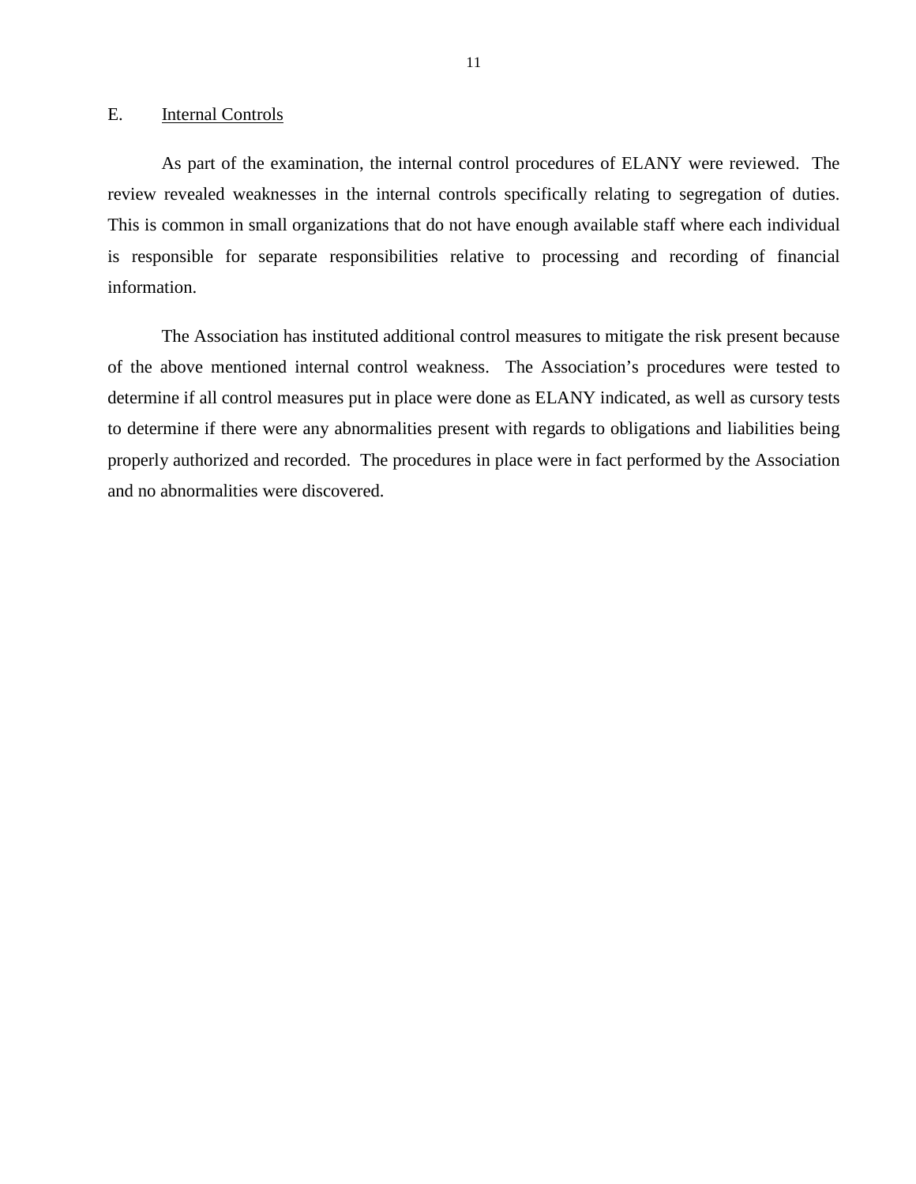## E. Internal Controls

As part of the examination, the internal control procedures of ELANY were reviewed. The review revealed weaknesses in the internal controls specifically relating to segregation of duties. This is common in small organizations that do not have enough available staff where each individual is responsible for separate responsibilities relative to processing and recording of financial information.

The Association has instituted additional control measures to mitigate the risk present because of the above mentioned internal control weakness. The Association's procedures were tested to determine if all control measures put in place were done as ELANY indicated, as well as cursory tests to determine if there were any abnormalities present with regards to obligations and liabilities being properly authorized and recorded. The procedures in place were in fact performed by the Association and no abnormalities were discovered.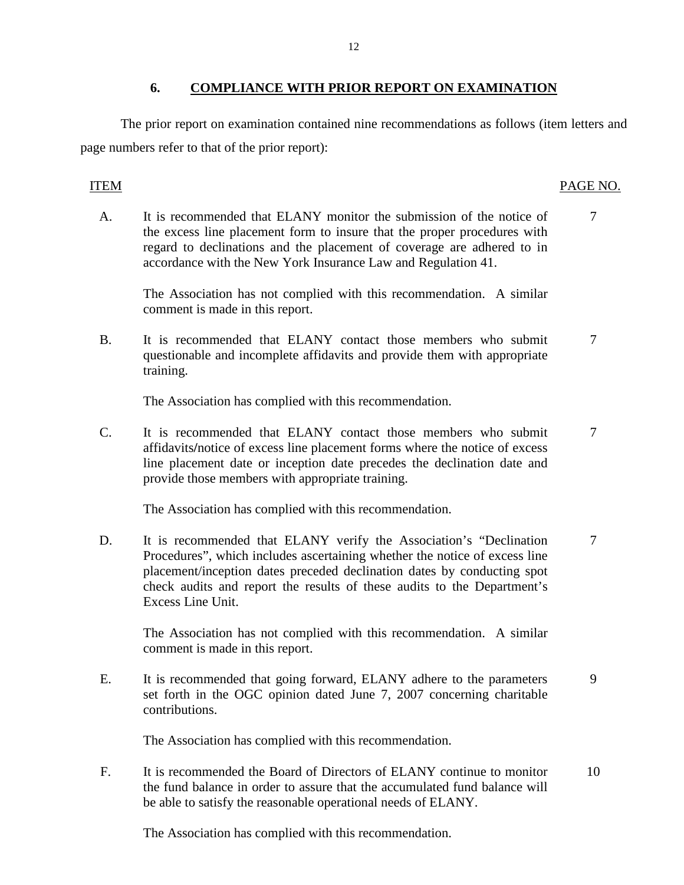## 6. COMPLIANCE WITH PRIOR REPORT ON EXAMINATION

The prior report on examination contained nine recommendations as follows (item letters and page numbers refer to that of the prior report):

| ITEM | | PAGE NO. |
|---|---|---|
| A. | It is recommended that ELANY monitor the submission of the notice of the excess line placement form to insure that the proper procedures with regard to declinations and the placement of coverage are adhered to in accordance with the New York Insurance Law and Regulation 41.<br><br>The Association has not complied with this recommendation. A similar comment is made in this report. | 7 |
| B. | It is recommended that ELANY contact those members who submit questionable and incomplete affidavits and provide them with appropriate training.<br><br>The Association has complied with this recommendation. | 7 |
| C. | It is recommended that ELANY contact those members who submit affidavits/notice of excess line placement forms where the notice of excess line placement date or inception date precedes the declination date and provide those members with appropriate training.<br><br>The Association has complied with this recommendation. | 7 |
| D. | It is recommended that ELANY verify the Association's "Declination Procedures", which includes ascertaining whether the notice of excess line placement/inception dates preceded declination dates by conducting spot check audits and report the results of these audits to the Department's Excess Line Unit.<br><br>The Association has not complied with this recommendation. A similar comment is made in this report. | 7 |
| E. | It is recommended that going forward, ELANY adhere to the parameters set forth in the OGC opinion dated June 7, 2007 concerning charitable contributions.<br><br>The Association has complied with this recommendation. | 9 |
| F. | It is recommended the Board of Directors of ELANY continue to monitor the fund balance in order to assure that the accumulated fund balance will be able to satisfy the reasonable operational needs of ELANY.<br><br>The Association has complied with this recommendation. | 10 |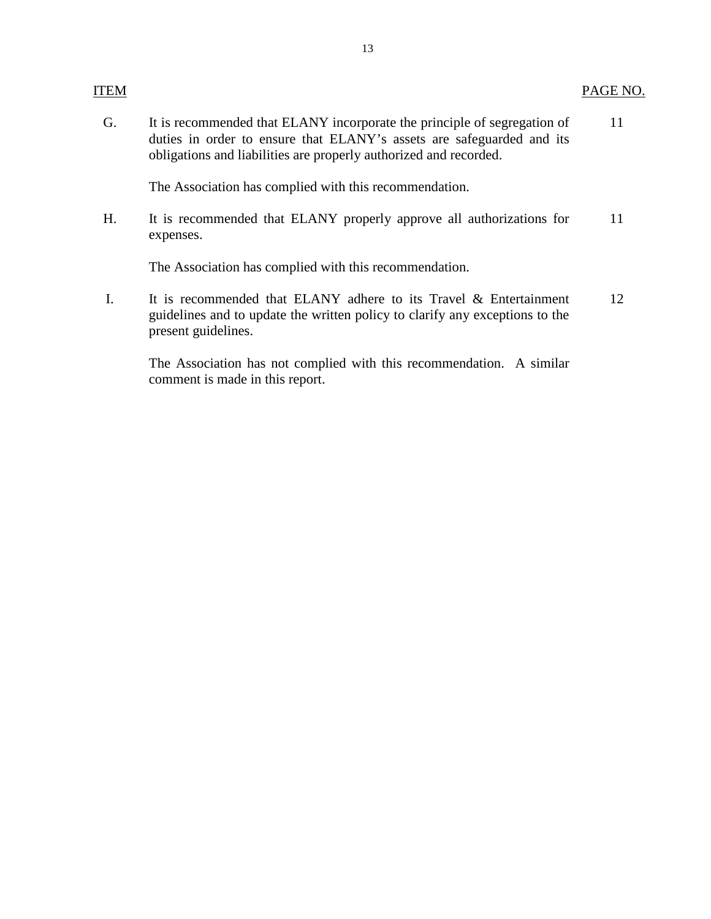| ITEM | | PAGE NO. |
|---|---|---|
| G. | It is recommended that ELANY incorporate the principle of segregation of duties in order to ensure that ELANY's assets are safeguarded and its obligations and liabilities are properly authorized and recorded.<br><br>The Association has complied with this recommendation. | 11 |
| H. | It is recommended that ELANY properly approve all authorizations for expenses.<br><br>The Association has complied with this recommendation. | 11 |
| I. | It is recommended that ELANY adhere to its Travel & Entertainment guidelines and to update the written policy to clarify any exceptions to the present guidelines.<br><br>The Association has not complied with this recommendation. A similar comment is made in this report. | 12 |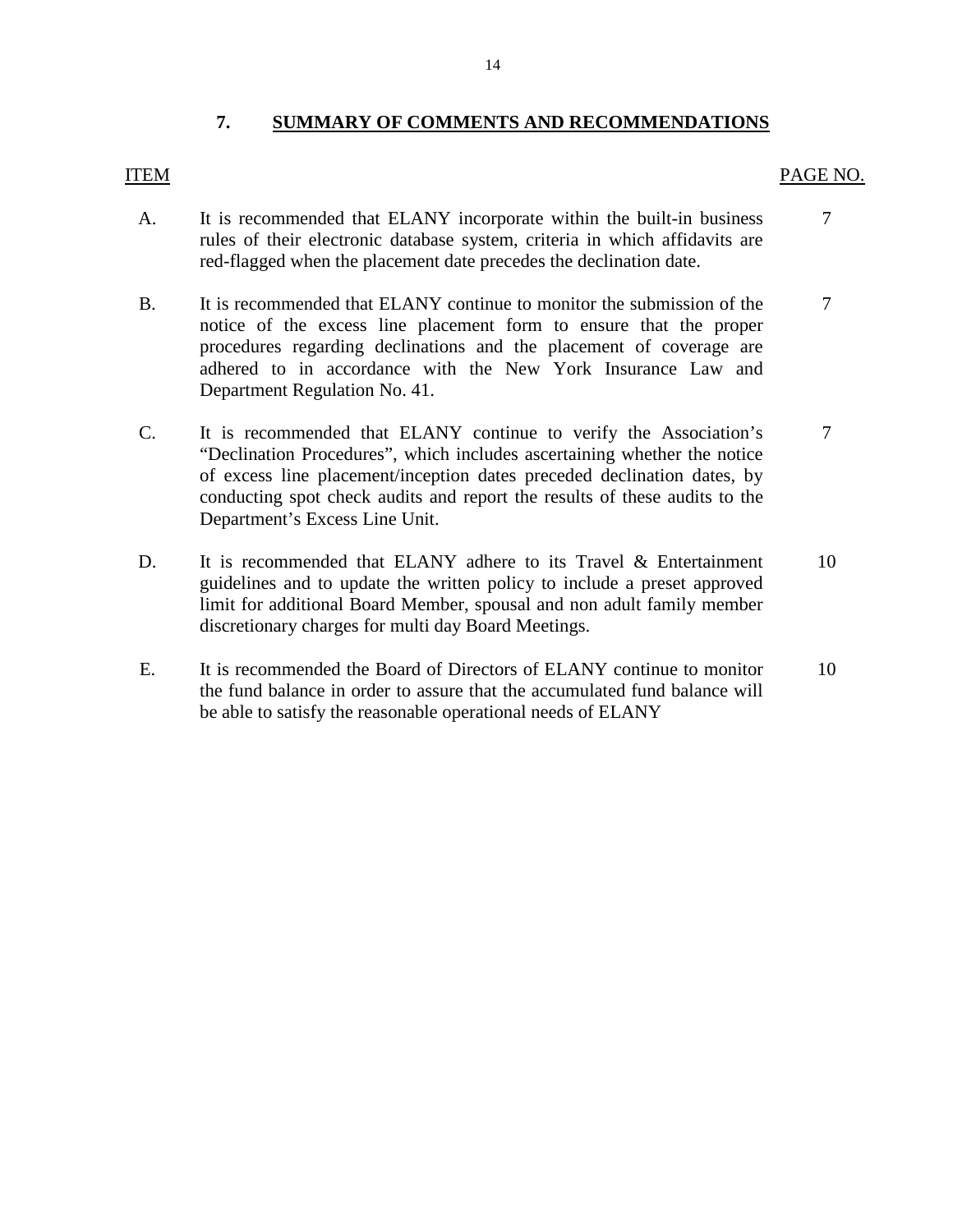## 7. SUMMARY OF COMMENTS AND RECOMMENDATIONS

| ITEM | | PAGE NO. |
|---|---|---|
| A. | It is recommended that ELANY incorporate within the built-in business rules of their electronic database system, criteria in which affidavits are red-flagged when the placement date precedes the declination date. | 7 |
| B. | It is recommended that ELANY continue to monitor the submission of the notice of the excess line placement form to ensure that the proper procedures regarding declinations and the placement of coverage are adhered to in accordance with the New York Insurance Law and Department Regulation No. 41. | 7 |
| C. | It is recommended that ELANY continue to verify the Association's "Declination Procedures", which includes ascertaining whether the notice of excess line placement/inception dates preceded declination dates, by conducting spot check audits and report the results of these audits to the Department's Excess Line Unit. | 7 |
| D. | It is recommended that ELANY adhere to its Travel & Entertainment guidelines and to update the written policy to include a preset approved limit for additional Board Member, spousal and non adult family member discretionary charges for multi day Board Meetings. | 10 |
| E. | It is recommended the Board of Directors of ELANY continue to monitor the fund balance in order to assure that the accumulated fund balance will be able to satisfy the reasonable operational needs of ELANY | 10 |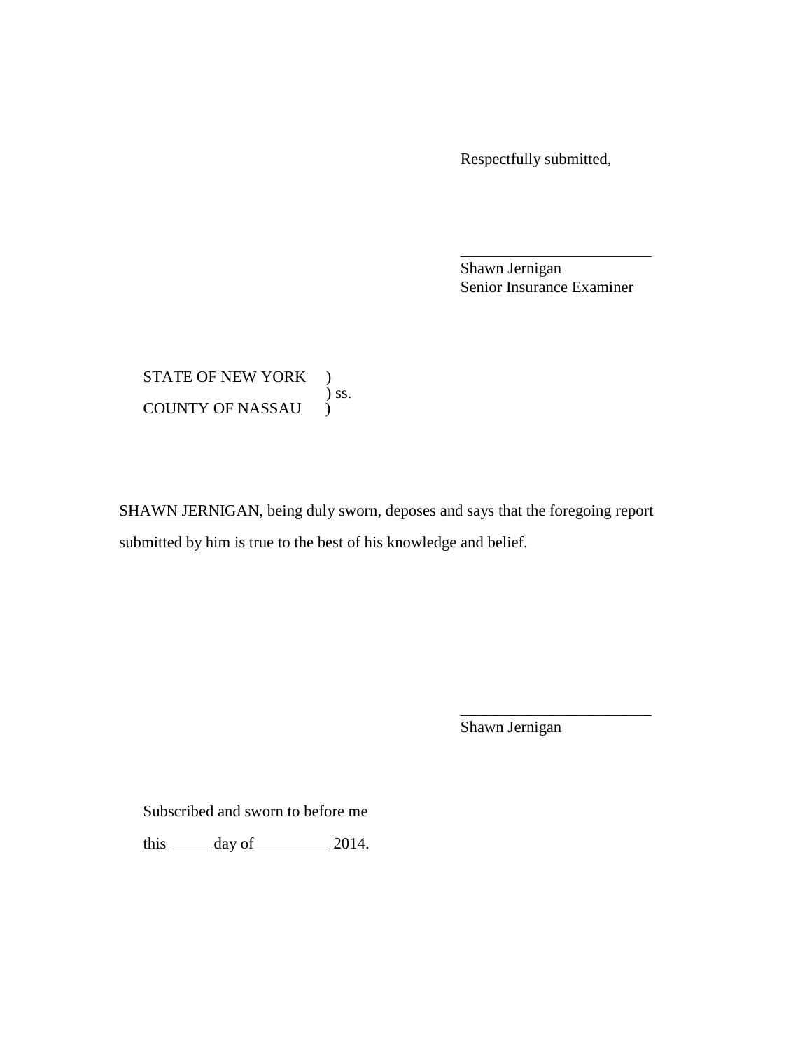Respectfully submitted,

\_\_\_\_\_\_\_\_\_\_\_\_\_\_\_\_\_\_\_\_\_\_\_\_
Shawn Jernigan
Senior Insurance Examiner

STATE OF NEW YORK )
) ss.
COUNTY OF NASSAU )

SHAWN JERNIGAN, being duly sworn, deposes and says that the foregoing report submitted by him is true to the best of his knowledge and belief.

\_\_\_\_\_\_\_\_\_\_\_\_\_\_\_\_\_\_\_\_\_\_\_\_
Shawn Jernigan

Subscribed and sworn to before me

this \_\_\_\_\_ day of \_\_\_\_\_\_\_\_\_ 2014.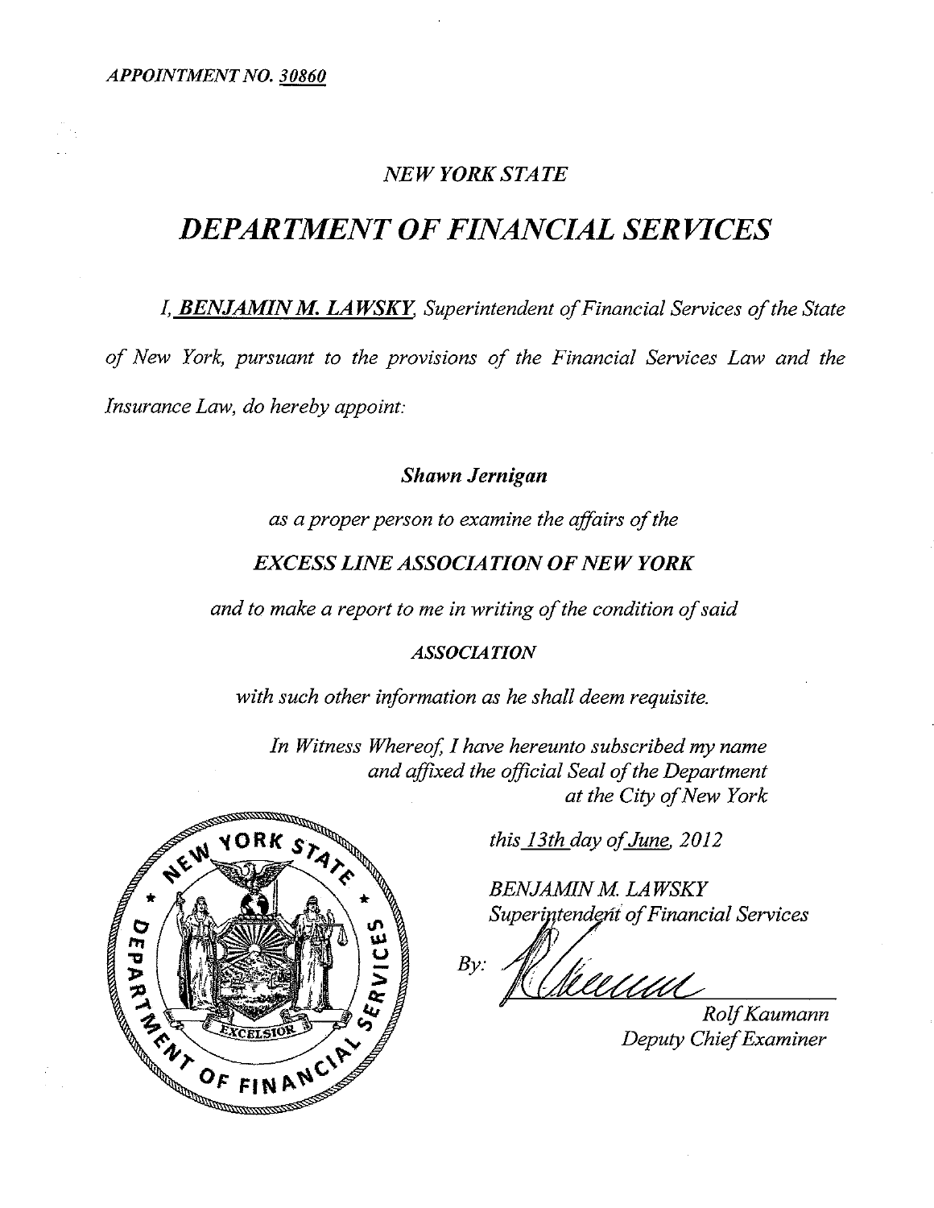*APPOINTMENT NO. 30860*

*NEW YORK STATE*

# *DEPARTMENT OF FINANCIAL SERVICES*

*I, **BENJAMIN M. LAWSKY**, Superintendent of Financial Services of the State of New York, pursuant to the provisions of the Financial Services Law and the Insurance Law, do hereby appoint:*

***Shawn Jernigan***

*as a proper person to examine the affairs of the*

*EXCESS LINE ASSOCIATION OF NEW YORK*

*and to make a report to me in writing of the condition of said*

*ASSOCIATION*

*with such other information as he shall deem requisite.*

*In Witness Whereof, I have hereunto subscribed my name and affixed the official Seal of the Department at the City of New York*

*this 13th day of June, 2012*

*BENJAMIN M. LAWSKY*
*Superintendent of Financial Services*

*By:*

*Rolf Kaumann*
*Deputy Chief Examiner*